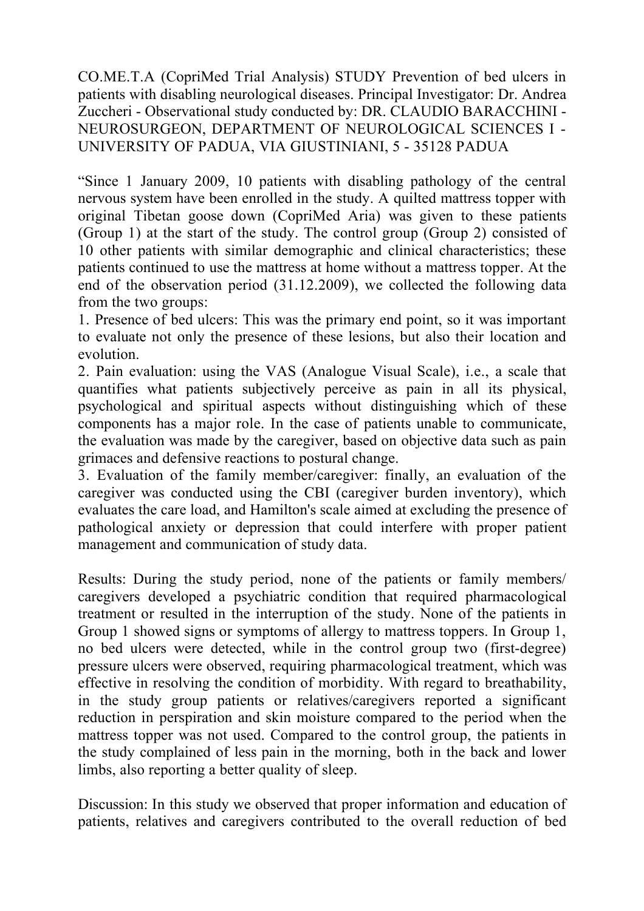CO.ME.T.A (CopriMed Trial Analysis) STUDY Prevention of bed ulcers in patients with disabling neurological diseases. Principal Investigator: Dr. Andrea Zuccheri - Observational study conducted by: DR. CLAUDIO BARACCHINI - NEUROSURGEON, DEPARTMENT OF NEUROLOGICAL SCIENCES I - UNIVERSITY OF PADUA, VIA GIUSTINIANI, 5 - 35128 PADUA

"Since 1 January 2009, 10 patients with disabling pathology of the central nervous system have been enrolled in the study. A quilted mattress topper with original Tibetan goose down (CopriMed Aria) was given to these patients (Group 1) at the start of the study. The control group (Group 2) consisted of 10 other patients with similar demographic and clinical characteristics; these patients continued to use the mattress at home without a mattress topper. At the end of the observation period (31.12.2009), we collected the following data from the two groups:

1. Presence of bed ulcers: This was the primary end point, so it was important to evaluate not only the presence of these lesions, but also their location and evolution.
2. Pain evaluation: using the VAS (Analogue Visual Scale), i.e., a scale that quantifies what patients subjectively perceive as pain in all its physical, psychological and spiritual aspects without distinguishing which of these components has a major role. In the case of patients unable to communicate, the evaluation was made by the caregiver, based on objective data such as pain grimaces and defensive reactions to postural change.
3. Evaluation of the family member/caregiver: finally, an evaluation of the caregiver was conducted using the CBI (caregiver burden inventory), which evaluates the care load, and Hamilton's scale aimed at excluding the presence of pathological anxiety or depression that could interfere with proper patient management and communication of study data.

Results: During the study period, none of the patients or family members/ caregivers developed a psychiatric condition that required pharmacological treatment or resulted in the interruption of the study. None of the patients in Group 1 showed signs or symptoms of allergy to mattress toppers. In Group 1, no bed ulcers were detected, while in the control group two (first-degree) pressure ulcers were observed, requiring pharmacological treatment, which was effective in resolving the condition of morbidity. With regard to breathability, in the study group patients or relatives/caregivers reported a significant reduction in perspiration and skin moisture compared to the period when the mattress topper was not used. Compared to the control group, the patients in the study complained of less pain in the morning, both in the back and lower limbs, also reporting a better quality of sleep.

Discussion: In this study we observed that proper information and education of patients, relatives and caregivers contributed to the overall reduction of bed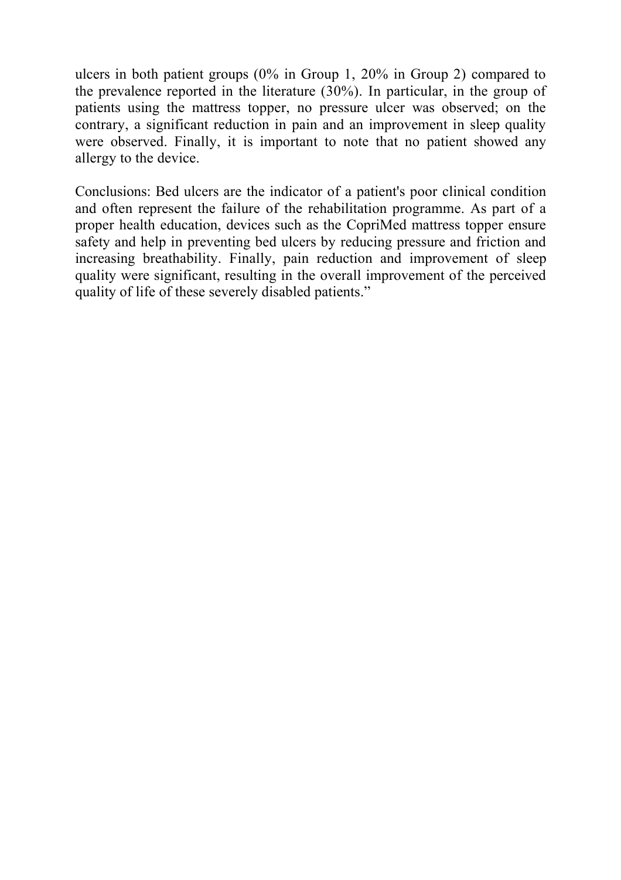ulcers in both patient groups (0% in Group 1, 20% in Group 2) compared to the prevalence reported in the literature (30%). In particular, in the group of patients using the mattress topper, no pressure ulcer was observed; on the contrary, a significant reduction in pain and an improvement in sleep quality were observed. Finally, it is important to note that no patient showed any allergy to the device.

Conclusions: Bed ulcers are the indicator of a patient's poor clinical condition and often represent the failure of the rehabilitation programme. As part of a proper health education, devices such as the CopriMed mattress topper ensure safety and help in preventing bed ulcers by reducing pressure and friction and increasing breathability. Finally, pain reduction and improvement of sleep quality were significant, resulting in the overall improvement of the perceived quality of life of these severely disabled patients."